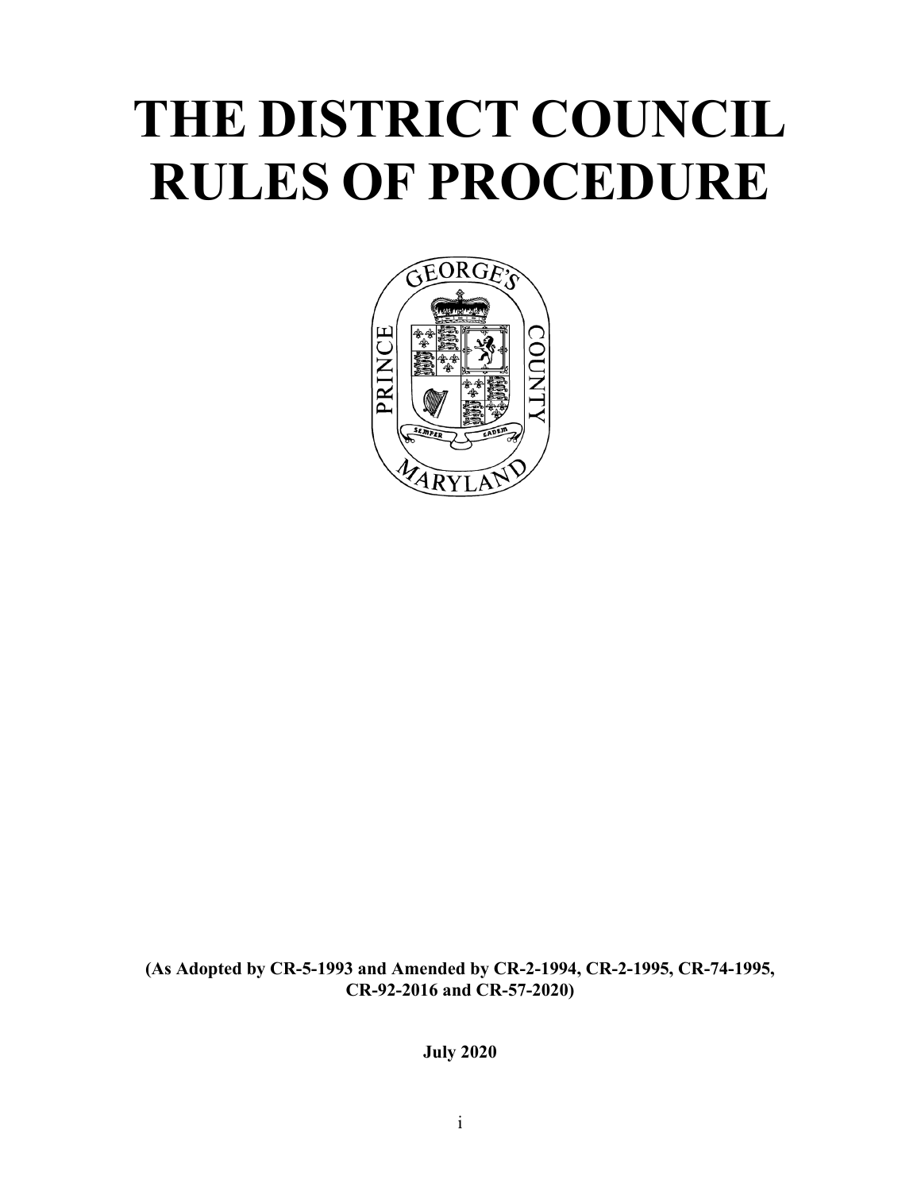# THE DISTRICT COUNCIL RULES OF PROCEDURE

**(As Adopted by CR-5-1993 and Amended by CR-2-1994, CR-2-1995, CR-74-1995, CR-92-2016 and CR-57-2020)**

**July 2020**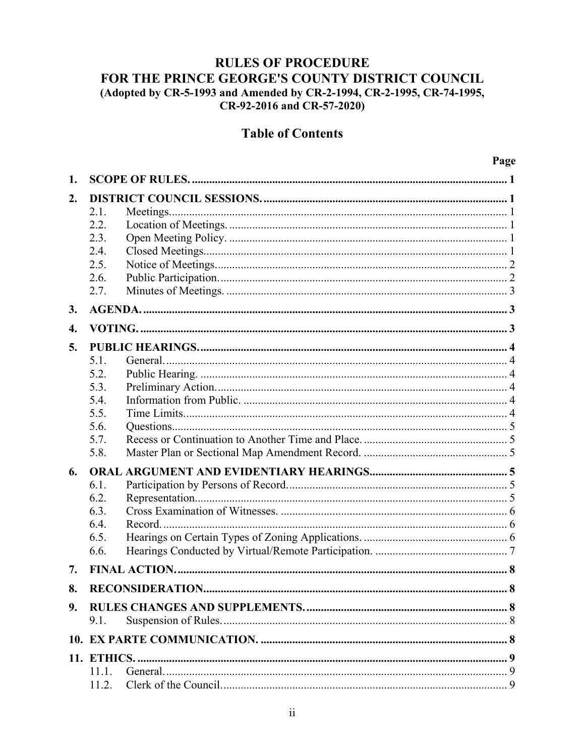# RULES OF PROCEDURE
# FOR THE PRINCE GEORGE'S COUNTY DISTRICT COUNCIL

**(Adopted by CR-5-1993 and Amended by CR-2-1994, CR-2-1995, CR-74-1995, CR-92-2016 and CR-57-2020)**

## Table of Contents

| | | Page |
|---|---|---|
| **1.** | **SCOPE OF RULES.** | **1** |
| **2.** | **DISTRICT COUNCIL SESSIONS.** | **1** |
| 2.1. | Meetings. | 1 |
| 2.2. | Location of Meetings. | 1 |
| 2.3. | Open Meeting Policy. | 1 |
| 2.4. | Closed Meetings. | 1 |
| 2.5. | Notice of Meetings. | 2 |
| 2.6. | Public Participation. | 2 |
| 2.7. | Minutes of Meetings. | 3 |
| **3.** | **AGENDA.** | **3** |
| **4.** | **VOTING.** | **3** |
| **5.** | **PUBLIC HEARINGS.** | **4** |
| 5.1. | General. | 4 |
| 5.2. | Public Hearing. | 4 |
| 5.3. | Preliminary Action. | 4 |
| 5.4. | Information from Public. | 4 |
| 5.5. | Time Limits. | 4 |
| 5.6. | Questions. | 5 |
| 5.7. | Recess or Continuation to Another Time and Place. | 5 |
| 5.8. | Master Plan or Sectional Map Amendment Record. | 5 |
| **6.** | **ORAL ARGUMENT AND EVIDENTIARY HEARINGS** | **5** |
| 6.1. | Participation by Persons of Record. | 5 |
| 6.2. | Representation. | 5 |
| 6.3. | Cross Examination of Witnesses. | 6 |
| 6.4. | Record. | 6 |
| 6.5. | Hearings on Certain Types of Zoning Applications. | 6 |
| 6.6. | Hearings Conducted by Virtual/Remote Participation. | 7 |
| **7.** | **FINAL ACTION.** | **8** |
| **8.** | **RECONSIDERATION** | **8** |
| **9.** | **RULES CHANGES AND SUPPLEMENTS.** | **8** |
| 9.1. | Suspension of Rules. | 8 |
| **10.** | **EX PARTE COMMUNICATION.** | **8** |
| **11.** | **ETHICS.** | **9** |
| 11.1. | General. | 9 |
| 11.2. | Clerk of the Council. | 9 |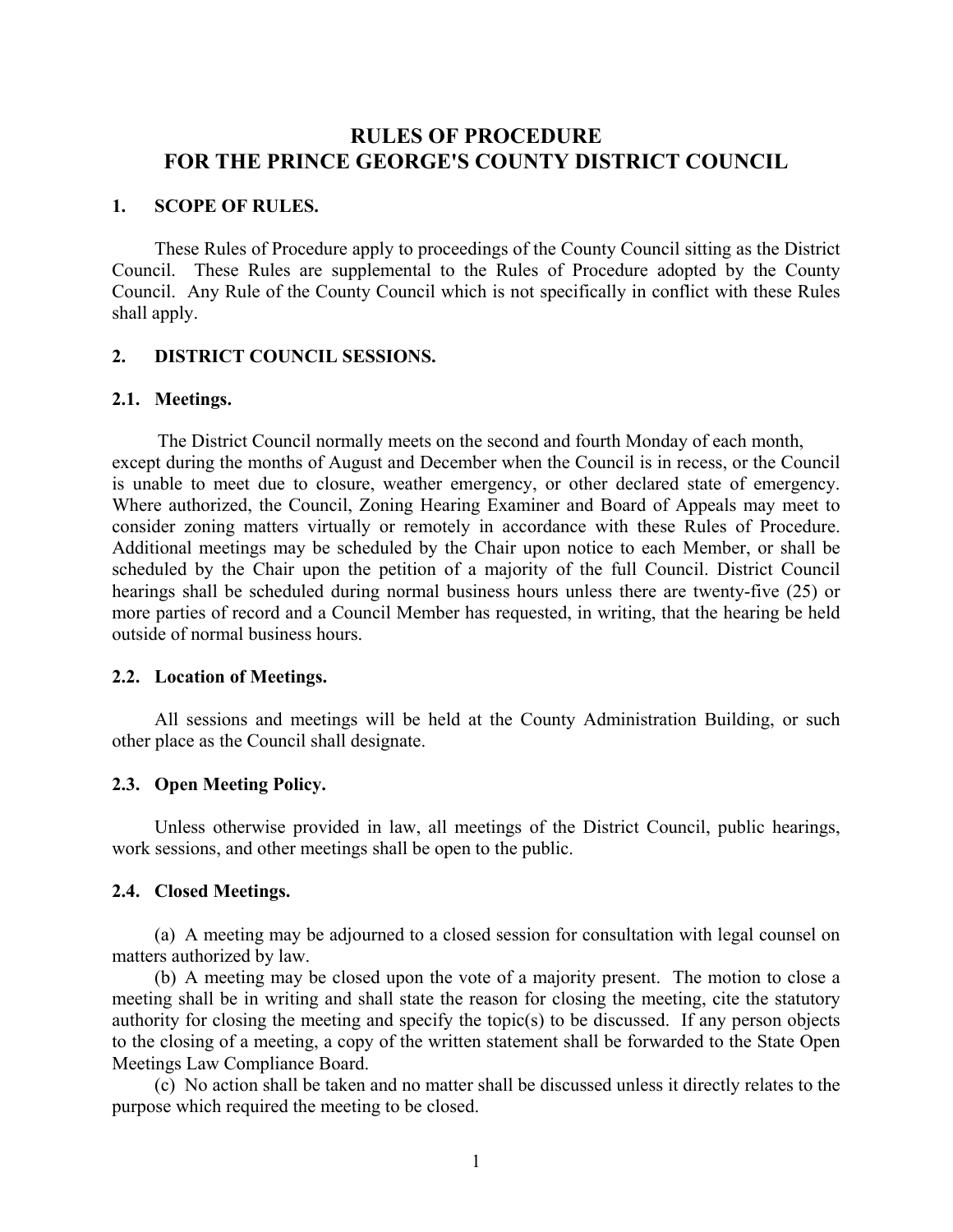# RULES OF PROCEDURE FOR THE PRINCE GEORGE'S COUNTY DISTRICT COUNCIL

## 1. SCOPE OF RULES.

These Rules of Procedure apply to proceedings of the County Council sitting as the District Council. These Rules are supplemental to the Rules of Procedure adopted by the County Council. Any Rule of the County Council which is not specifically in conflict with these Rules shall apply.

## 2. DISTRICT COUNCIL SESSIONS.

### 2.1. Meetings.

The District Council normally meets on the second and fourth Monday of each month, except during the months of August and December when the Council is in recess, or the Council is unable to meet due to closure, weather emergency, or other declared state of emergency. Where authorized, the Council, Zoning Hearing Examiner and Board of Appeals may meet to consider zoning matters virtually or remotely in accordance with these Rules of Procedure. Additional meetings may be scheduled by the Chair upon notice to each Member, or shall be scheduled by the Chair upon the petition of a majority of the full Council. District Council hearings shall be scheduled during normal business hours unless there are twenty-five (25) or more parties of record and a Council Member has requested, in writing, that the hearing be held outside of normal business hours.

### 2.2. Location of Meetings.

All sessions and meetings will be held at the County Administration Building, or such other place as the Council shall designate.

### 2.3. Open Meeting Policy.

Unless otherwise provided in law, all meetings of the District Council, public hearings, work sessions, and other meetings shall be open to the public.

### 2.4. Closed Meetings.

(a) A meeting may be adjourned to a closed session for consultation with legal counsel on matters authorized by law.

(b) A meeting may be closed upon the vote of a majority present. The motion to close a meeting shall be in writing and shall state the reason for closing the meeting, cite the statutory authority for closing the meeting and specify the topic(s) to be discussed. If any person objects to the closing of a meeting, a copy of the written statement shall be forwarded to the State Open Meetings Law Compliance Board.

(c) No action shall be taken and no matter shall be discussed unless it directly relates to the purpose which required the meeting to be closed.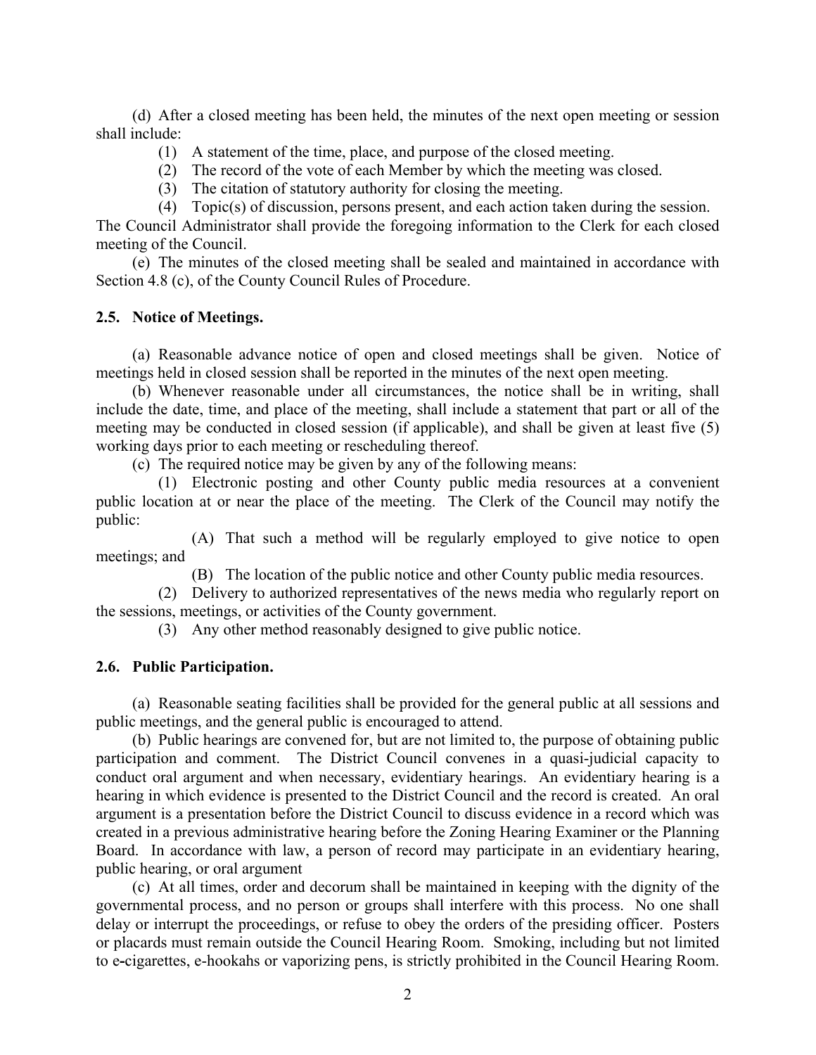(d) After a closed meeting has been held, the minutes of the next open meeting or session shall include:

(1) A statement of the time, place, and purpose of the closed meeting.

(2) The record of the vote of each Member by which the meeting was closed.

(3) The citation of statutory authority for closing the meeting.

(4) Topic(s) of discussion, persons present, and each action taken during the session.

The Council Administrator shall provide the foregoing information to the Clerk for each closed meeting of the Council.

(e) The minutes of the closed meeting shall be sealed and maintained in accordance with Section 4.8 (c), of the County Council Rules of Procedure.

**2.5. Notice of Meetings.**

(a) Reasonable advance notice of open and closed meetings shall be given. Notice of meetings held in closed session shall be reported in the minutes of the next open meeting.

(b) Whenever reasonable under all circumstances, the notice shall be in writing, shall include the date, time, and place of the meeting, shall include a statement that part or all of the meeting may be conducted in closed session (if applicable), and shall be given at least five (5) working days prior to each meeting or rescheduling thereof.

(c) The required notice may be given by any of the following means:

(1) Electronic posting and other County public media resources at a convenient public location at or near the place of the meeting. The Clerk of the Council may notify the public:

(A) That such a method will be regularly employed to give notice to open meetings; and

(B) The location of the public notice and other County public media resources.

(2) Delivery to authorized representatives of the news media who regularly report on the sessions, meetings, or activities of the County government.

(3) Any other method reasonably designed to give public notice.

**2.6. Public Participation.**

(a) Reasonable seating facilities shall be provided for the general public at all sessions and public meetings, and the general public is encouraged to attend.

(b) Public hearings are convened for, but are not limited to, the purpose of obtaining public participation and comment. The District Council convenes in a quasi-judicial capacity to conduct oral argument and when necessary, evidentiary hearings. An evidentiary hearing is a hearing in which evidence is presented to the District Council and the record is created. An oral argument is a presentation before the District Council to discuss evidence in a record which was created in a previous administrative hearing before the Zoning Hearing Examiner or the Planning Board. In accordance with law, a person of record may participate in an evidentiary hearing, public hearing, or oral argument

(c) At all times, order and decorum shall be maintained in keeping with the dignity of the governmental process, and no person or groups shall interfere with this process. No one shall delay or interrupt the proceedings, or refuse to obey the orders of the presiding officer. Posters or placards must remain outside the Council Hearing Room. Smoking, including but not limited to e-cigarettes, e-hookahs or vaporizing pens, is strictly prohibited in the Council Hearing Room.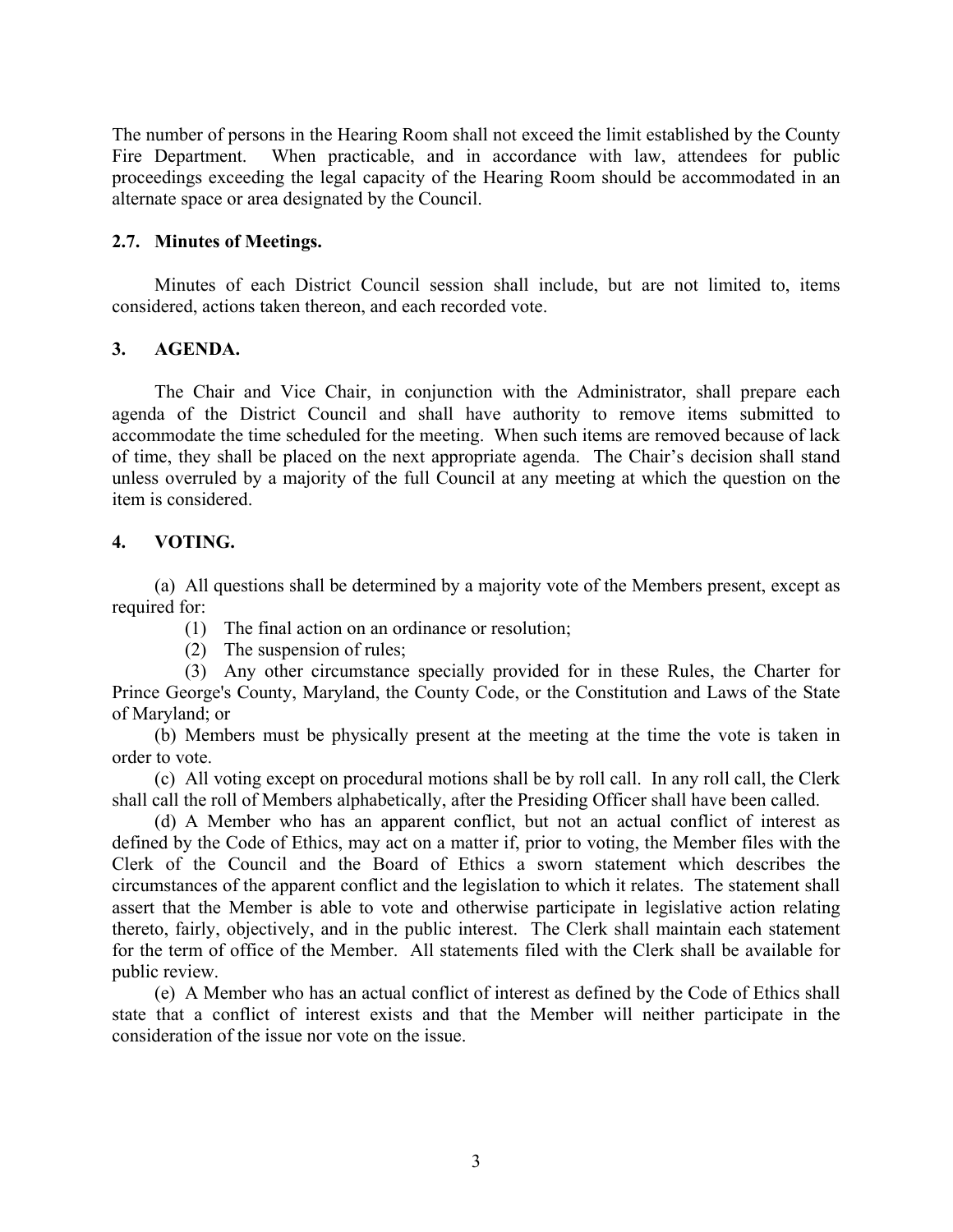The number of persons in the Hearing Room shall not exceed the limit established by the County Fire Department. When practicable, and in accordance with law, attendees for public proceedings exceeding the legal capacity of the Hearing Room should be accommodated in an alternate space or area designated by the Council.

### 2.7. Minutes of Meetings.

Minutes of each District Council session shall include, but are not limited to, items considered, actions taken thereon, and each recorded vote.

## 3. AGENDA.

The Chair and Vice Chair, in conjunction with the Administrator, shall prepare each agenda of the District Council and shall have authority to remove items submitted to accommodate the time scheduled for the meeting. When such items are removed because of lack of time, they shall be placed on the next appropriate agenda. The Chair's decision shall stand unless overruled by a majority of the full Council at any meeting at which the question on the item is considered.

## 4. VOTING.

(a) All questions shall be determined by a majority vote of the Members present, except as required for:

(1) The final action on an ordinance or resolution;

(2) The suspension of rules;

(3) Any other circumstance specially provided for in these Rules, the Charter for Prince George's County, Maryland, the County Code, or the Constitution and Laws of the State of Maryland; or

(b) Members must be physically present at the meeting at the time the vote is taken in order to vote.

(c) All voting except on procedural motions shall be by roll call. In any roll call, the Clerk shall call the roll of Members alphabetically, after the Presiding Officer shall have been called.

(d) A Member who has an apparent conflict, but not an actual conflict of interest as defined by the Code of Ethics, may act on a matter if, prior to voting, the Member files with the Clerk of the Council and the Board of Ethics a sworn statement which describes the circumstances of the apparent conflict and the legislation to which it relates. The statement shall assert that the Member is able to vote and otherwise participate in legislative action relating thereto, fairly, objectively, and in the public interest. The Clerk shall maintain each statement for the term of office of the Member. All statements filed with the Clerk shall be available for public review.

(e) A Member who has an actual conflict of interest as defined by the Code of Ethics shall state that a conflict of interest exists and that the Member will neither participate in the consideration of the issue nor vote on the issue.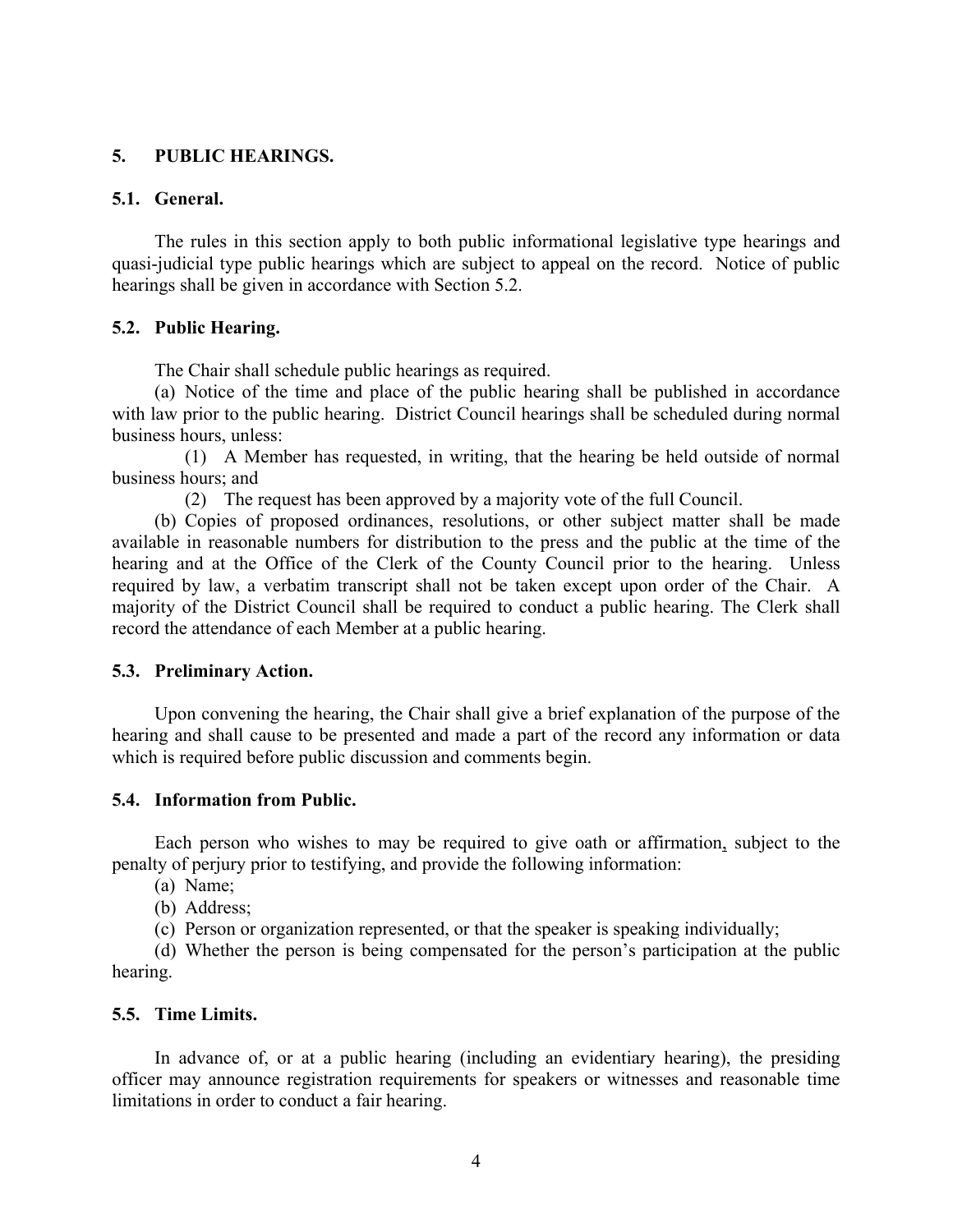## 5. PUBLIC HEARINGS.

### 5.1. General.

The rules in this section apply to both public informational legislative type hearings and quasi-judicial type public hearings which are subject to appeal on the record. Notice of public hearings shall be given in accordance with Section 5.2.

### 5.2. Public Hearing.

The Chair shall schedule public hearings as required.

(a) Notice of the time and place of the public hearing shall be published in accordance with law prior to the public hearing. District Council hearings shall be scheduled during normal business hours, unless:

(1) A Member has requested, in writing, that the hearing be held outside of normal business hours; and

(2) The request has been approved by a majority vote of the full Council.

(b) Copies of proposed ordinances, resolutions, or other subject matter shall be made available in reasonable numbers for distribution to the press and the public at the time of the hearing and at the Office of the Clerk of the County Council prior to the hearing. Unless required by law, a verbatim transcript shall not be taken except upon order of the Chair. A majority of the District Council shall be required to conduct a public hearing. The Clerk shall record the attendance of each Member at a public hearing.

### 5.3. Preliminary Action.

Upon convening the hearing, the Chair shall give a brief explanation of the purpose of the hearing and shall cause to be presented and made a part of the record any information or data which is required before public discussion and comments begin.

### 5.4. Information from Public.

Each person who wishes to may be required to give oath or affirmation, subject to the penalty of perjury prior to testifying, and provide the following information:

(a) Name;

(b) Address;

(c) Person or organization represented, or that the speaker is speaking individually;

(d) Whether the person is being compensated for the person's participation at the public hearing.

### 5.5. Time Limits.

In advance of, or at a public hearing (including an evidentiary hearing), the presiding officer may announce registration requirements for speakers or witnesses and reasonable time limitations in order to conduct a fair hearing.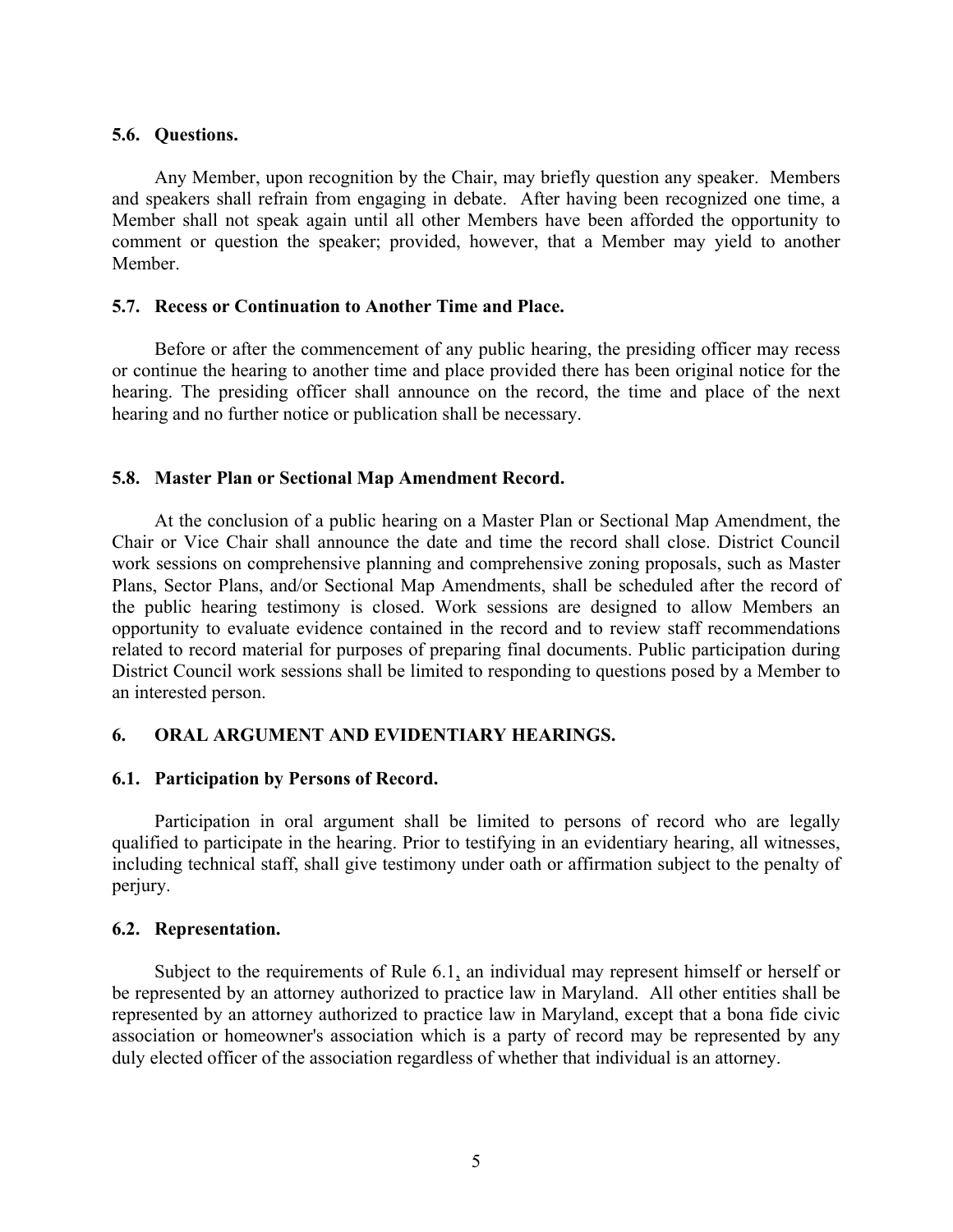### 5.6. Questions.

Any Member, upon recognition by the Chair, may briefly question any speaker. Members and speakers shall refrain from engaging in debate. After having been recognized one time, a Member shall not speak again until all other Members have been afforded the opportunity to comment or question the speaker; provided, however, that a Member may yield to another Member.

### 5.7. Recess or Continuation to Another Time and Place.

Before or after the commencement of any public hearing, the presiding officer may recess or continue the hearing to another time and place provided there has been original notice for the hearing. The presiding officer shall announce on the record, the time and place of the next hearing and no further notice or publication shall be necessary.

### 5.8. Master Plan or Sectional Map Amendment Record.

At the conclusion of a public hearing on a Master Plan or Sectional Map Amendment, the Chair or Vice Chair shall announce the date and time the record shall close. District Council work sessions on comprehensive planning and comprehensive zoning proposals, such as Master Plans, Sector Plans, and/or Sectional Map Amendments, shall be scheduled after the record of the public hearing testimony is closed. Work sessions are designed to allow Members an opportunity to evaluate evidence contained in the record and to review staff recommendations related to record material for purposes of preparing final documents. Public participation during District Council work sessions shall be limited to responding to questions posed by a Member to an interested person.

## 6. ORAL ARGUMENT AND EVIDENTIARY HEARINGS.

### 6.1. Participation by Persons of Record.

Participation in oral argument shall be limited to persons of record who are legally qualified to participate in the hearing. Prior to testifying in an evidentiary hearing, all witnesses, including technical staff, shall give testimony under oath or affirmation subject to the penalty of perjury.

### 6.2. Representation.

Subject to the requirements of Rule 6.1, an individual may represent himself or herself or be represented by an attorney authorized to practice law in Maryland. All other entities shall be represented by an attorney authorized to practice law in Maryland, except that a bona fide civic association or homeowner's association which is a party of record may be represented by any duly elected officer of the association regardless of whether that individual is an attorney.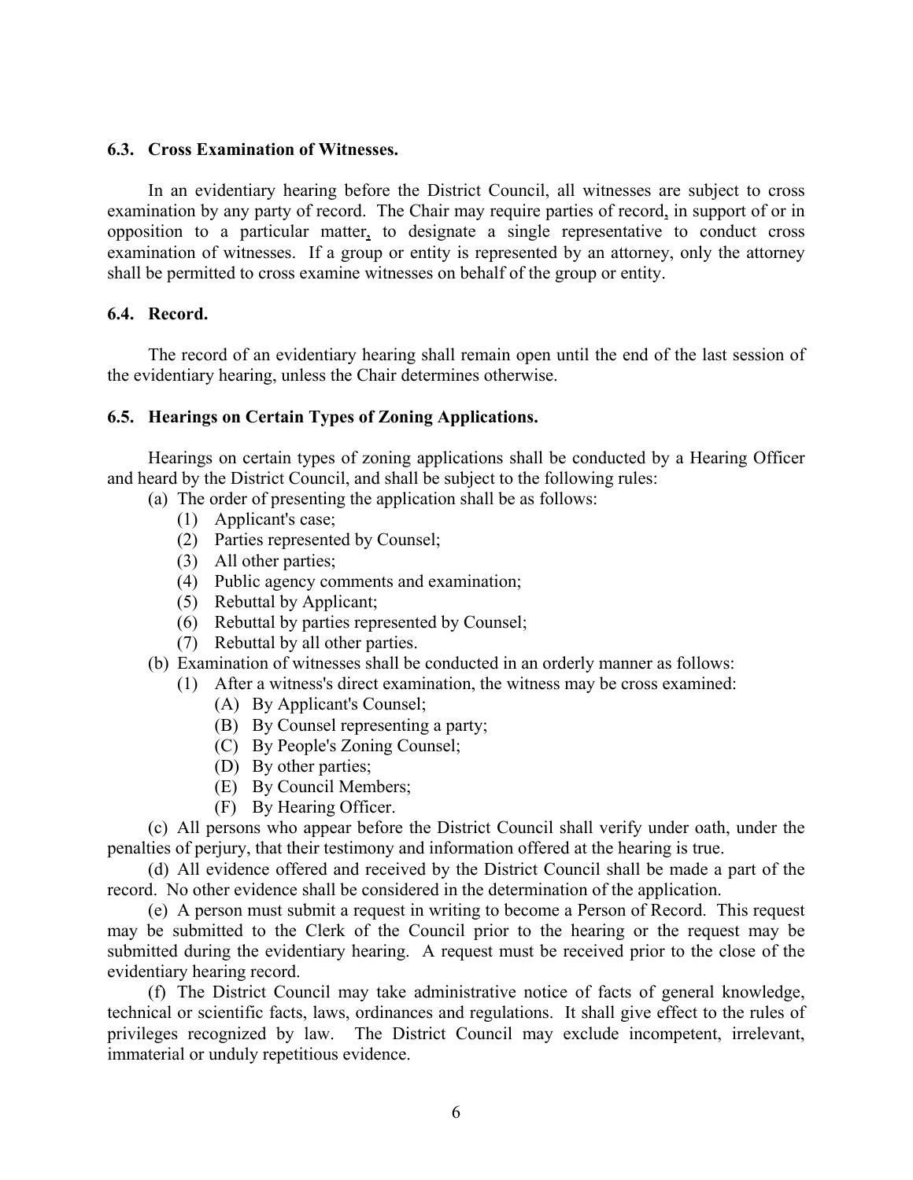### 6.3. Cross Examination of Witnesses.

In an evidentiary hearing before the District Council, all witnesses are subject to cross examination by any party of record. The Chair may require parties of record, in support of or in opposition to a particular matter, to designate a single representative to conduct cross examination of witnesses. If a group or entity is represented by an attorney, only the attorney shall be permitted to cross examine witnesses on behalf of the group or entity.

### 6.4. Record.

The record of an evidentiary hearing shall remain open until the end of the last session of the evidentiary hearing, unless the Chair determines otherwise.

### 6.5. Hearings on Certain Types of Zoning Applications.

Hearings on certain types of zoning applications shall be conducted by a Hearing Officer and heard by the District Council, and shall be subject to the following rules:

(a) The order of presenting the application shall be as follows:
- (1) Applicant's case;
- (2) Parties represented by Counsel;
- (3) All other parties;
- (4) Public agency comments and examination;
- (5) Rebuttal by Applicant;
- (6) Rebuttal by parties represented by Counsel;
- (7) Rebuttal by all other parties.

(b) Examination of witnesses shall be conducted in an orderly manner as follows:
- (1) After a witness's direct examination, the witness may be cross examined:
  - (A) By Applicant's Counsel;
  - (B) By Counsel representing a party;
  - (C) By People's Zoning Counsel;
  - (D) By other parties;
  - (E) By Council Members;
  - (F) By Hearing Officer.

(c) All persons who appear before the District Council shall verify under oath, under the penalties of perjury, that their testimony and information offered at the hearing is true.

(d) All evidence offered and received by the District Council shall be made a part of the record. No other evidence shall be considered in the determination of the application.

(e) A person must submit a request in writing to become a Person of Record. This request may be submitted to the Clerk of the Council prior to the hearing or the request may be submitted during the evidentiary hearing. A request must be received prior to the close of the evidentiary hearing record.

(f) The District Council may take administrative notice of facts of general knowledge, technical or scientific facts, laws, ordinances and regulations. It shall give effect to the rules of privileges recognized by law. The District Council may exclude incompetent, irrelevant, immaterial or unduly repetitious evidence.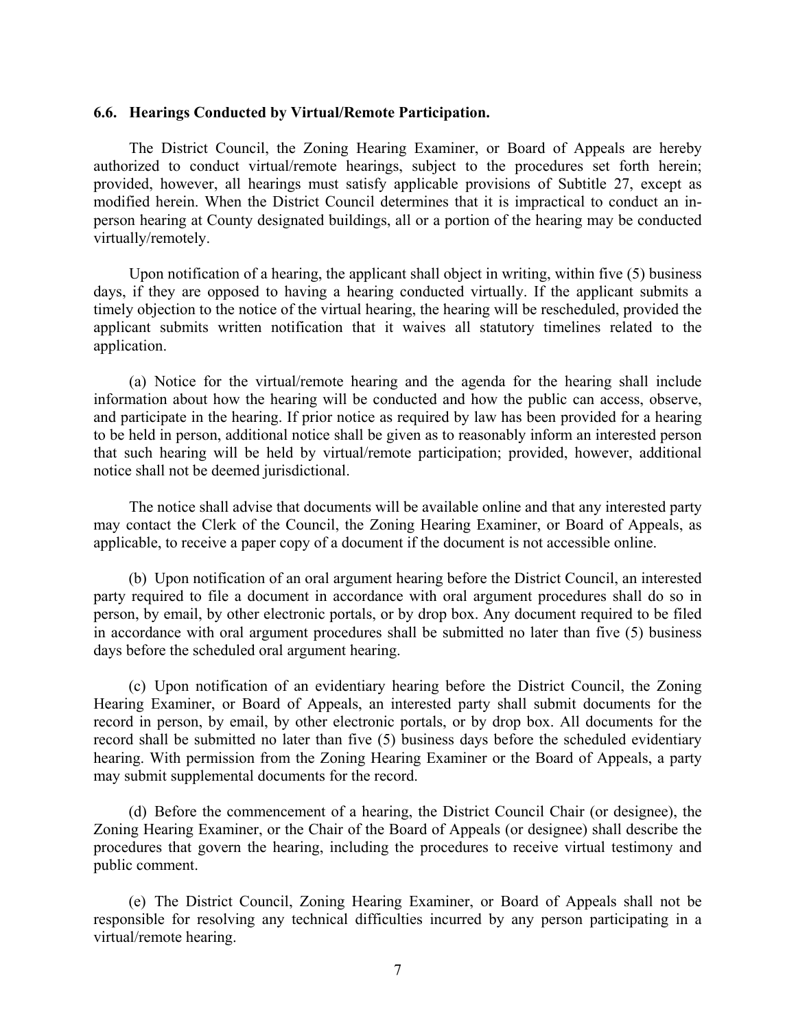### 6.6. Hearings Conducted by Virtual/Remote Participation.

The District Council, the Zoning Hearing Examiner, or Board of Appeals are hereby authorized to conduct virtual/remote hearings, subject to the procedures set forth herein; provided, however, all hearings must satisfy applicable provisions of Subtitle 27, except as modified herein. When the District Council determines that it is impractical to conduct an in-person hearing at County designated buildings, all or a portion of the hearing may be conducted virtually/remotely.

Upon notification of a hearing, the applicant shall object in writing, within five (5) business days, if they are opposed to having a hearing conducted virtually. If the applicant submits a timely objection to the notice of the virtual hearing, the hearing will be rescheduled, provided the applicant submits written notification that it waives all statutory timelines related to the application.

(a) Notice for the virtual/remote hearing and the agenda for the hearing shall include information about how the hearing will be conducted and how the public can access, observe, and participate in the hearing. If prior notice as required by law has been provided for a hearing to be held in person, additional notice shall be given as to reasonably inform an interested person that such hearing will be held by virtual/remote participation; provided, however, additional notice shall not be deemed jurisdictional.

The notice shall advise that documents will be available online and that any interested party may contact the Clerk of the Council, the Zoning Hearing Examiner, or Board of Appeals, as applicable, to receive a paper copy of a document if the document is not accessible online.

(b) Upon notification of an oral argument hearing before the District Council, an interested party required to file a document in accordance with oral argument procedures shall do so in person, by email, by other electronic portals, or by drop box. Any document required to be filed in accordance with oral argument procedures shall be submitted no later than five (5) business days before the scheduled oral argument hearing.

(c) Upon notification of an evidentiary hearing before the District Council, the Zoning Hearing Examiner, or Board of Appeals, an interested party shall submit documents for the record in person, by email, by other electronic portals, or by drop box. All documents for the record shall be submitted no later than five (5) business days before the scheduled evidentiary hearing. With permission from the Zoning Hearing Examiner or the Board of Appeals, a party may submit supplemental documents for the record.

(d) Before the commencement of a hearing, the District Council Chair (or designee), the Zoning Hearing Examiner, or the Chair of the Board of Appeals (or designee) shall describe the procedures that govern the hearing, including the procedures to receive virtual testimony and public comment.

(e) The District Council, Zoning Hearing Examiner, or Board of Appeals shall not be responsible for resolving any technical difficulties incurred by any person participating in a virtual/remote hearing.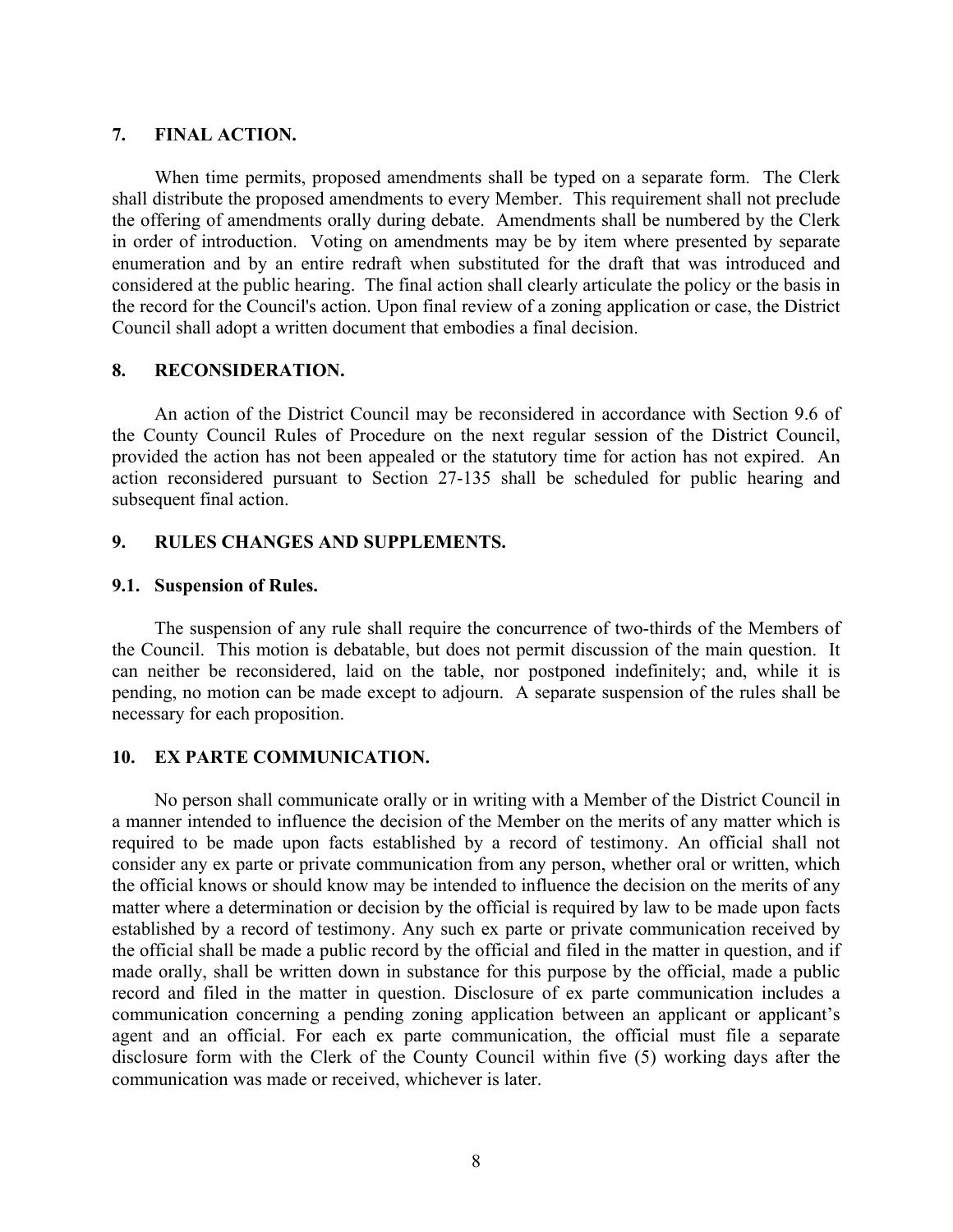## 7. FINAL ACTION.

When time permits, proposed amendments shall be typed on a separate form. The Clerk shall distribute the proposed amendments to every Member. This requirement shall not preclude the offering of amendments orally during debate. Amendments shall be numbered by the Clerk in order of introduction. Voting on amendments may be by item where presented by separate enumeration and by an entire redraft when substituted for the draft that was introduced and considered at the public hearing. The final action shall clearly articulate the policy or the basis in the record for the Council's action. Upon final review of a zoning application or case, the District Council shall adopt a written document that embodies a final decision.

## 8. RECONSIDERATION.

An action of the District Council may be reconsidered in accordance with Section 9.6 of the County Council Rules of Procedure on the next regular session of the District Council, provided the action has not been appealed or the statutory time for action has not expired. An action reconsidered pursuant to Section 27-135 shall be scheduled for public hearing and subsequent final action.

## 9. RULES CHANGES AND SUPPLEMENTS.

### 9.1. Suspension of Rules.

The suspension of any rule shall require the concurrence of two-thirds of the Members of the Council. This motion is debatable, but does not permit discussion of the main question. It can neither be reconsidered, laid on the table, nor postponed indefinitely; and, while it is pending, no motion can be made except to adjourn. A separate suspension of the rules shall be necessary for each proposition.

## 10. EX PARTE COMMUNICATION.

No person shall communicate orally or in writing with a Member of the District Council in a manner intended to influence the decision of the Member on the merits of any matter which is required to be made upon facts established by a record of testimony. An official shall not consider any ex parte or private communication from any person, whether oral or written, which the official knows or should know may be intended to influence the decision on the merits of any matter where a determination or decision by the official is required by law to be made upon facts established by a record of testimony. Any such ex parte or private communication received by the official shall be made a public record by the official and filed in the matter in question, and if made orally, shall be written down in substance for this purpose by the official, made a public record and filed in the matter in question. Disclosure of ex parte communication includes a communication concerning a pending zoning application between an applicant or applicant's agent and an official. For each ex parte communication, the official must file a separate disclosure form with the Clerk of the County Council within five (5) working days after the communication was made or received, whichever is later.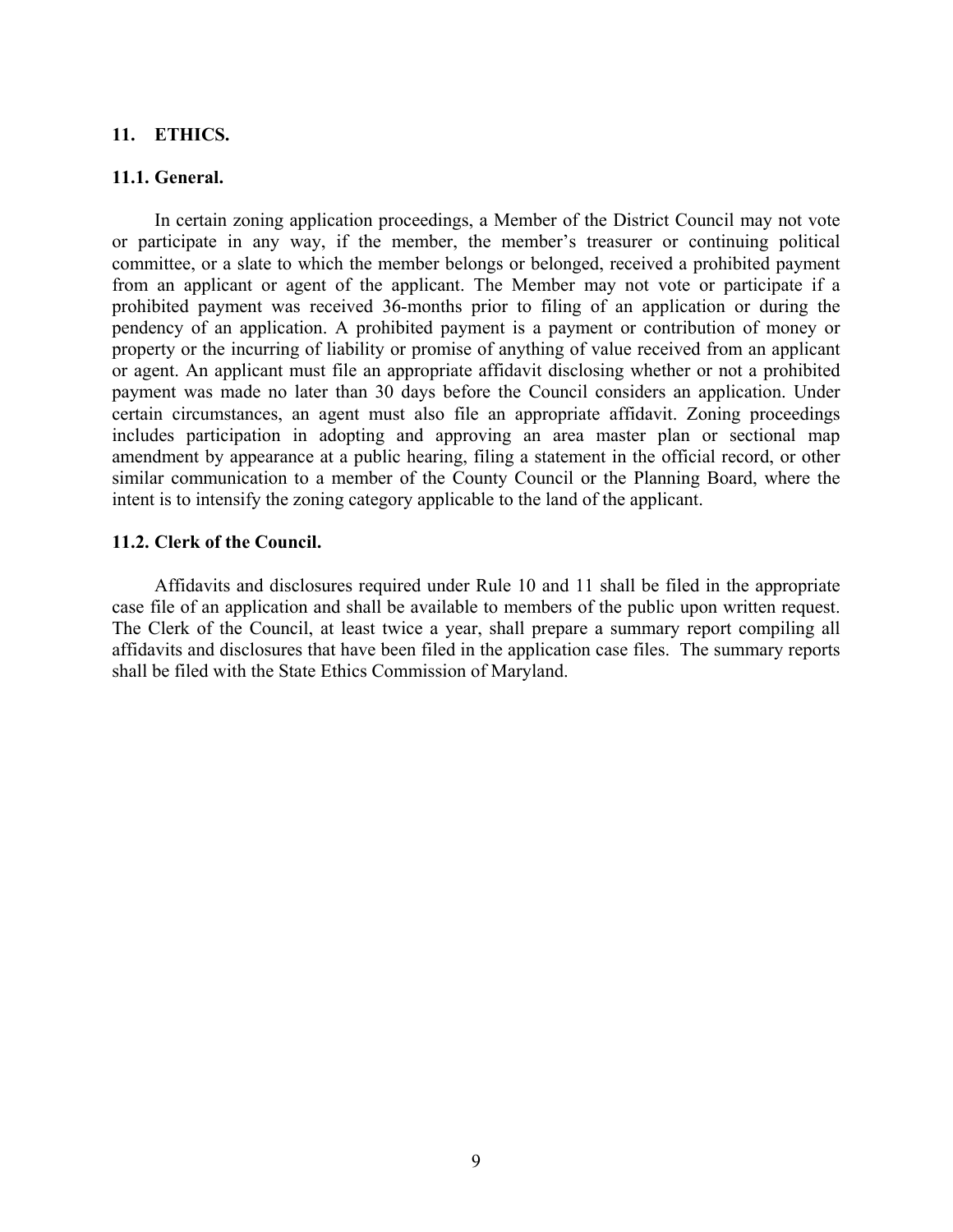## 11. ETHICS.

### 11.1. General.

In certain zoning application proceedings, a Member of the District Council may not vote or participate in any way, if the member, the member's treasurer or continuing political committee, or a slate to which the member belongs or belonged, received a prohibited payment from an applicant or agent of the applicant. The Member may not vote or participate if a prohibited payment was received 36-months prior to filing of an application or during the pendency of an application. A prohibited payment is a payment or contribution of money or property or the incurring of liability or promise of anything of value received from an applicant or agent. An applicant must file an appropriate affidavit disclosing whether or not a prohibited payment was made no later than 30 days before the Council considers an application. Under certain circumstances, an agent must also file an appropriate affidavit. Zoning proceedings includes participation in adopting and approving an area master plan or sectional map amendment by appearance at a public hearing, filing a statement in the official record, or other similar communication to a member of the County Council or the Planning Board, where the intent is to intensify the zoning category applicable to the land of the applicant.

### 11.2. Clerk of the Council.

Affidavits and disclosures required under Rule 10 and 11 shall be filed in the appropriate case file of an application and shall be available to members of the public upon written request. The Clerk of the Council, at least twice a year, shall prepare a summary report compiling all affidavits and disclosures that have been filed in the application case files. The summary reports shall be filed with the State Ethics Commission of Maryland.